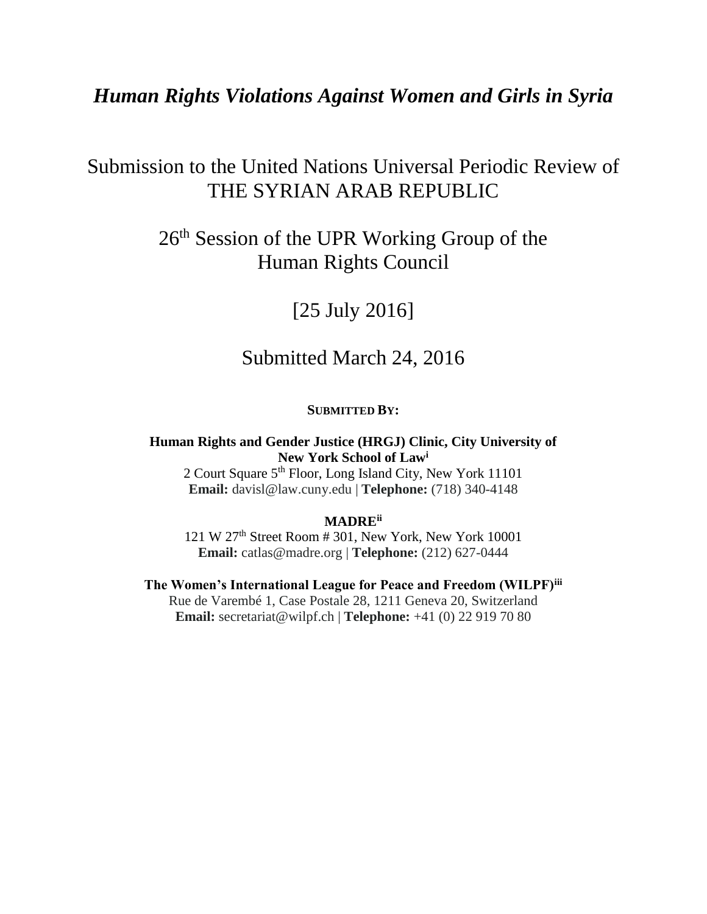# *Human Rights Violations Against Women and Girls in Syria*

## Submission to the United Nations Universal Periodic Review of THE SYRIAN ARAB REPUBLIC

## 26th Session of the UPR Working Group of the Human Rights Council

## [25 July 2016]

## Submitted March 24, 2016

**SUBMITTED BY:**

**Human Rights and Gender Justice (HRGJ) Clinic, City University of New York School of Law**[i]
2 Court Square 5th Floor, Long Island City, New York 11101
**Email:** davisl@law.cuny.edu | **Telephone:** (718) 340-4148

**MADRE**[ii]
121 W 27th Street Room # 301, New York, New York 10001
**Email:** catlas@madre.org | **Telephone:** (212) 627-0444

**The Women's International League for Peace and Freedom (WILPF)**[iii]
Rue de Varembé 1, Case Postale 28, 1211 Geneva 20, Switzerland
**Email:** secretariat@wilpf.ch | **Telephone:** +41 (0) 22 919 70 80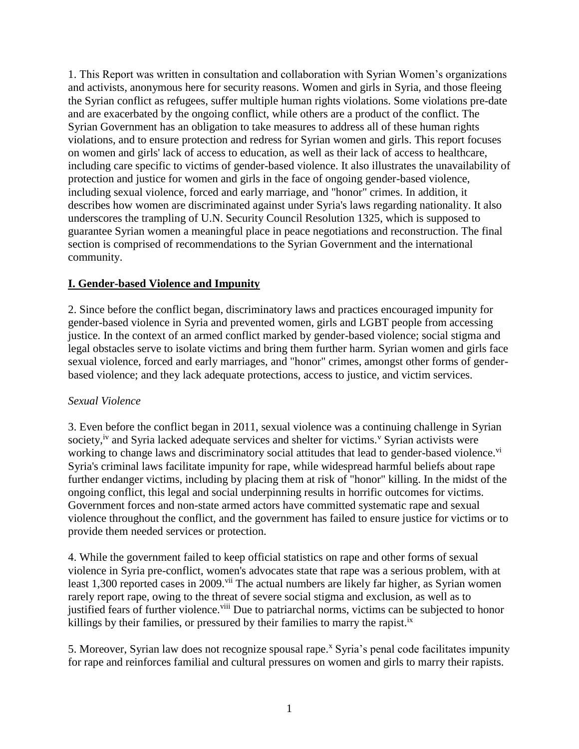1. This Report was written in consultation and collaboration with Syrian Women's organizations and activists, anonymous here for security reasons. Women and girls in Syria, and those fleeing the Syrian conflict as refugees, suffer multiple human rights violations. Some violations pre-date and are exacerbated by the ongoing conflict, while others are a product of the conflict. The Syrian Government has an obligation to take measures to address all of these human rights violations, and to ensure protection and redress for Syrian women and girls. This report focuses on women and girls' lack of access to education, as well as their lack of access to healthcare, including care specific to victims of gender-based violence. It also illustrates the unavailability of protection and justice for women and girls in the face of ongoing gender-based violence, including sexual violence, forced and early marriage, and "honor" crimes. In addition, it describes how women are discriminated against under Syria's laws regarding nationality. It also underscores the trampling of U.N. Security Council Resolution 1325, which is supposed to guarantee Syrian women a meaningful place in peace negotiations and reconstruction. The final section is comprised of recommendations to the Syrian Government and the international community.

## I. Gender-based Violence and Impunity

2. Since before the conflict began, discriminatory laws and practices encouraged impunity for gender-based violence in Syria and prevented women, girls and LGBT people from accessing justice. In the context of an armed conflict marked by gender-based violence; social stigma and legal obstacles serve to isolate victims and bring them further harm. Syrian women and girls face sexual violence, forced and early marriages, and "honor" crimes, amongst other forms of gender-based violence; and they lack adequate protections, access to justice, and victim services.

*Sexual Violence*

3. Even before the conflict began in 2011, sexual violence was a continuing challenge in Syrian society,[iv] and Syria lacked adequate services and shelter for victims.[v] Syrian activists were working to change laws and discriminatory social attitudes that lead to gender-based violence.[vi] Syria's criminal laws facilitate impunity for rape, while widespread harmful beliefs about rape further endanger victims, including by placing them at risk of "honor" killing. In the midst of the ongoing conflict, this legal and social underpinning results in horrific outcomes for victims. Government forces and non-state armed actors have committed systematic rape and sexual violence throughout the conflict, and the government has failed to ensure justice for victims or to provide them needed services or protection.

4. While the government failed to keep official statistics on rape and other forms of sexual violence in Syria pre-conflict, women's advocates state that rape was a serious problem, with at least 1,300 reported cases in 2009.[vii] The actual numbers are likely far higher, as Syrian women rarely report rape, owing to the threat of severe social stigma and exclusion, as well as to justified fears of further violence.[viii] Due to patriarchal norms, victims can be subjected to honor killings by their families, or pressured by their families to marry the rapist.[ix]

5. Moreover, Syrian law does not recognize spousal rape.[x] Syria's penal code facilitates impunity for rape and reinforces familial and cultural pressures on women and girls to marry their rapists.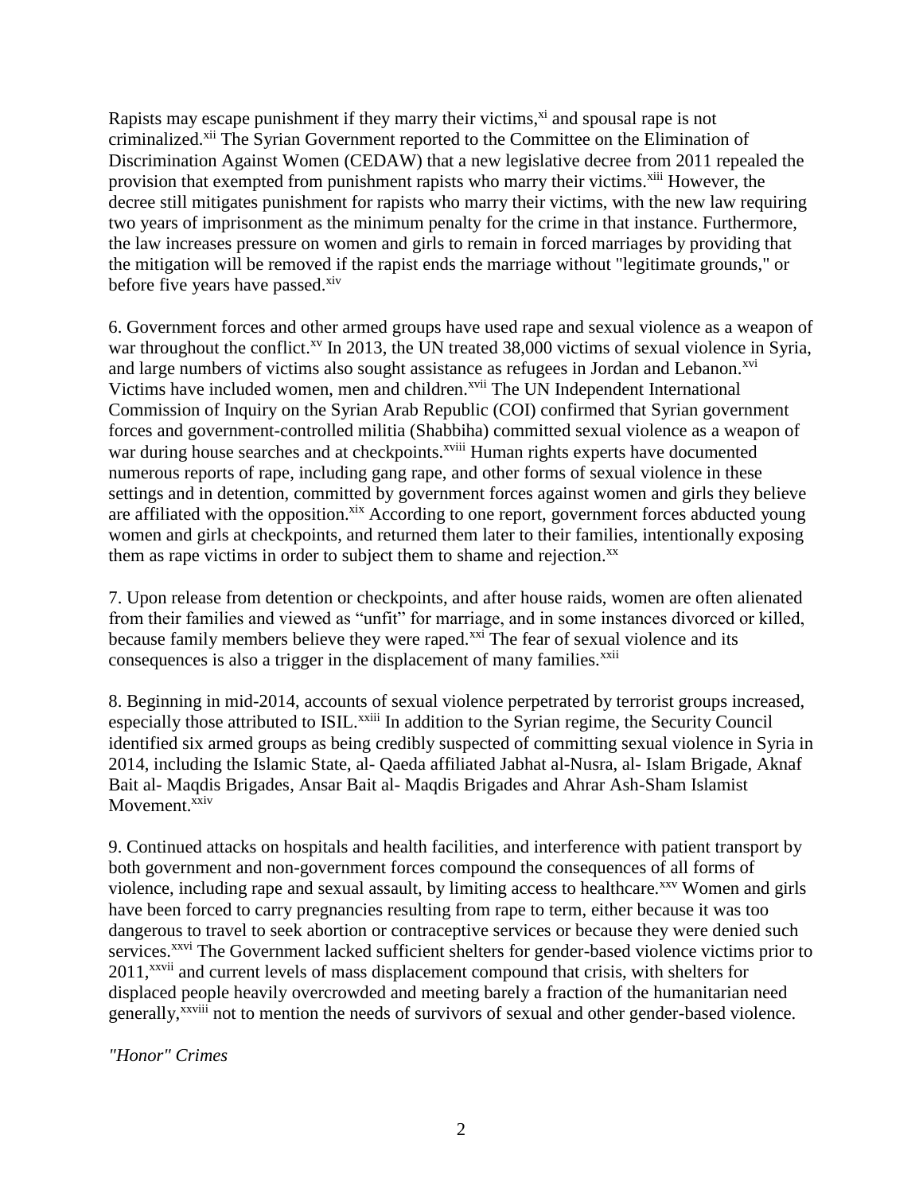Rapists may escape punishment if they marry their victims,[xi] and spousal rape is not criminalized.[xii] The Syrian Government reported to the Committee on the Elimination of Discrimination Against Women (CEDAW) that a new legislative decree from 2011 repealed the provision that exempted from punishment rapists who marry their victims.[xiii] However, the decree still mitigates punishment for rapists who marry their victims, with the new law requiring two years of imprisonment as the minimum penalty for the crime in that instance. Furthermore, the law increases pressure on women and girls to remain in forced marriages by providing that the mitigation will be removed if the rapist ends the marriage without "legitimate grounds," or before five years have passed.[xiv]

6. Government forces and other armed groups have used rape and sexual violence as a weapon of war throughout the conflict.[xv] In 2013, the UN treated 38,000 victims of sexual violence in Syria, and large numbers of victims also sought assistance as refugees in Jordan and Lebanon.[xvi] Victims have included women, men and children.[xvii] The UN Independent International Commission of Inquiry on the Syrian Arab Republic (COI) confirmed that Syrian government forces and government-controlled militia (Shabbiha) committed sexual violence as a weapon of war during house searches and at checkpoints.[xviii] Human rights experts have documented numerous reports of rape, including gang rape, and other forms of sexual violence in these settings and in detention, committed by government forces against women and girls they believe are affiliated with the opposition.[xix] According to one report, government forces abducted young women and girls at checkpoints, and returned them later to their families, intentionally exposing them as rape victims in order to subject them to shame and rejection.[xx]

7. Upon release from detention or checkpoints, and after house raids, women are often alienated from their families and viewed as "unfit" for marriage, and in some instances divorced or killed, because family members believe they were raped.[xxi] The fear of sexual violence and its consequences is also a trigger in the displacement of many families.[xxii]

8. Beginning in mid-2014, accounts of sexual violence perpetrated by terrorist groups increased, especially those attributed to ISIL.[xxiii] In addition to the Syrian regime, the Security Council identified six armed groups as being credibly suspected of committing sexual violence in Syria in 2014, including the Islamic State, al- Qaeda affiliated Jabhat al-Nusra, al- Islam Brigade, Aknaf Bait al- Maqdis Brigades, Ansar Bait al- Maqdis Brigades and Ahrar Ash-Sham Islamist Movement.[xxiv]

9. Continued attacks on hospitals and health facilities, and interference with patient transport by both government and non-government forces compound the consequences of all forms of violence, including rape and sexual assault, by limiting access to healthcare.[xxv] Women and girls have been forced to carry pregnancies resulting from rape to term, either because it was too dangerous to travel to seek abortion or contraceptive services or because they were denied such services.[xxvi] The Government lacked sufficient shelters for gender-based violence victims prior to 2011,[xxvii] and current levels of mass displacement compound that crisis, with shelters for displaced people heavily overcrowded and meeting barely a fraction of the humanitarian need generally,[xxviii] not to mention the needs of survivors of sexual and other gender-based violence.

*"Honor" Crimes*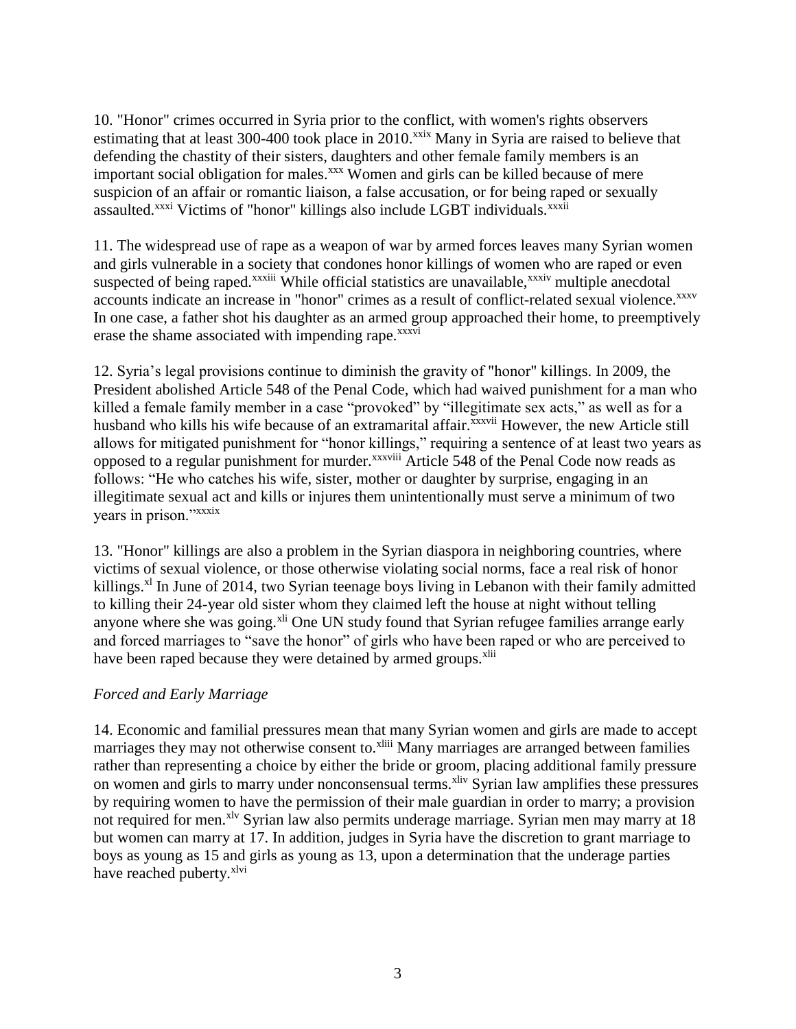10. "Honor" crimes occurred in Syria prior to the conflict, with women's rights observers estimating that at least 300-400 took place in 2010.[xxix] Many in Syria are raised to believe that defending the chastity of their sisters, daughters and other female family members is an important social obligation for males.[xxx] Women and girls can be killed because of mere suspicion of an affair or romantic liaison, a false accusation, or for being raped or sexually assaulted.[xxxi] Victims of "honor" killings also include LGBT individuals.[xxxii]

11. The widespread use of rape as a weapon of war by armed forces leaves many Syrian women and girls vulnerable in a society that condones honor killings of women who are raped or even suspected of being raped.[xxxiii] While official statistics are unavailable,[xxxiv] multiple anecdotal accounts indicate an increase in "honor" crimes as a result of conflict-related sexual violence.[xxxv] In one case, a father shot his daughter as an armed group approached their home, to preemptively erase the shame associated with impending rape.[xxxvi]

12. Syria's legal provisions continue to diminish the gravity of "honor" killings. In 2009, the President abolished Article 548 of the Penal Code, which had waived punishment for a man who killed a female family member in a case "provoked" by "illegitimate sex acts," as well as for a husband who kills his wife because of an extramarital affair.[xxxvii] However, the new Article still allows for mitigated punishment for "honor killings," requiring a sentence of at least two years as opposed to a regular punishment for murder.[xxxviii] Article 548 of the Penal Code now reads as follows: "He who catches his wife, sister, mother or daughter by surprise, engaging in an illegitimate sexual act and kills or injures them unintentionally must serve a minimum of two years in prison."[xxxix]

13. "Honor" killings are also a problem in the Syrian diaspora in neighboring countries, where victims of sexual violence, or those otherwise violating social norms, face a real risk of honor killings.[xl] In June of 2014, two Syrian teenage boys living in Lebanon with their family admitted to killing their 24-year old sister whom they claimed left the house at night without telling anyone where she was going.[xli] One UN study found that Syrian refugee families arrange early and forced marriages to "save the honor" of girls who have been raped or who are perceived to have been raped because they were detained by armed groups.[xlii]

*Forced and Early Marriage*

14. Economic and familial pressures mean that many Syrian women and girls are made to accept marriages they may not otherwise consent to.[xliii] Many marriages are arranged between families rather than representing a choice by either the bride or groom, placing additional family pressure on women and girls to marry under nonconsensual terms.[xliv] Syrian law amplifies these pressures by requiring women to have the permission of their male guardian in order to marry; a provision not required for men.[xlv] Syrian law also permits underage marriage. Syrian men may marry at 18 but women can marry at 17. In addition, judges in Syria have the discretion to grant marriage to boys as young as 15 and girls as young as 13, upon a determination that the underage parties have reached puberty.[xlvi]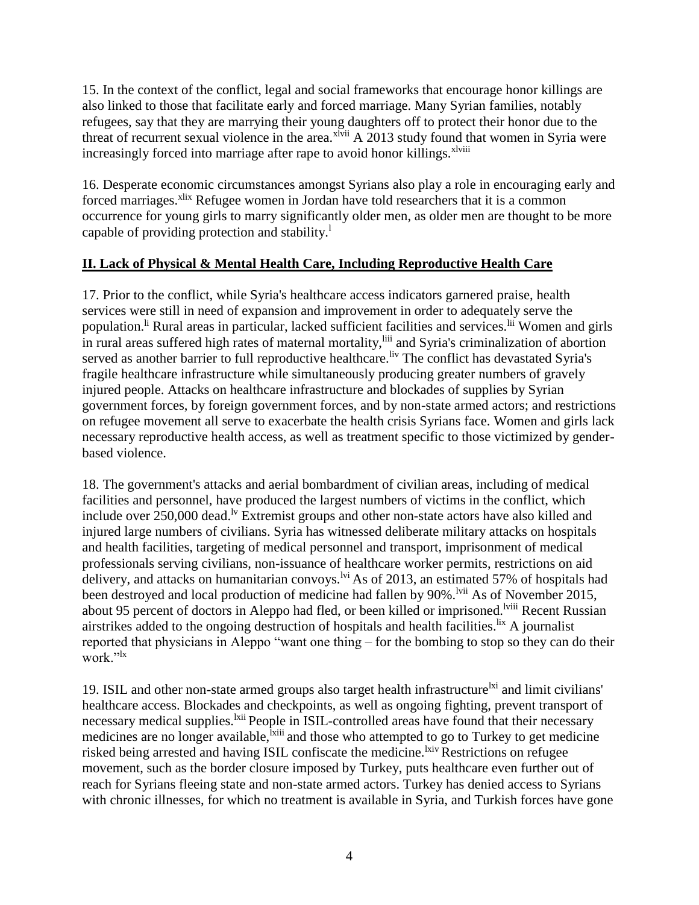15. In the context of the conflict, legal and social frameworks that encourage honor killings are also linked to those that facilitate early and forced marriage. Many Syrian families, notably refugees, say that they are marrying their young daughters off to protect their honor due to the threat of recurrent sexual violence in the area.[xlvii] A 2013 study found that women in Syria were increasingly forced into marriage after rape to avoid honor killings.[xlviii]

16. Desperate economic circumstances amongst Syrians also play a role in encouraging early and forced marriages.[xlix] Refugee women in Jordan have told researchers that it is a common occurrence for young girls to marry significantly older men, as older men are thought to be more capable of providing protection and stability.[l]

## II. Lack of Physical & Mental Health Care, Including Reproductive Health Care

17. Prior to the conflict, while Syria's healthcare access indicators garnered praise, health services were still in need of expansion and improvement in order to adequately serve the population.[li] Rural areas in particular, lacked sufficient facilities and services.[lii] Women and girls in rural areas suffered high rates of maternal mortality,[liii] and Syria's criminalization of abortion served as another barrier to full reproductive healthcare.[liv] The conflict has devastated Syria's fragile healthcare infrastructure while simultaneously producing greater numbers of gravely injured people. Attacks on healthcare infrastructure and blockades of supplies by Syrian government forces, by foreign government forces, and by non-state armed actors; and restrictions on refugee movement all serve to exacerbate the health crisis Syrians face. Women and girls lack necessary reproductive health access, as well as treatment specific to those victimized by gender-based violence.

18. The government's attacks and aerial bombardment of civilian areas, including of medical facilities and personnel, have produced the largest numbers of victims in the conflict, which include over 250,000 dead.[lv] Extremist groups and other non-state actors have also killed and injured large numbers of civilians. Syria has witnessed deliberate military attacks on hospitals and health facilities, targeting of medical personnel and transport, imprisonment of medical professionals serving civilians, non-issuance of healthcare worker permits, restrictions on aid delivery, and attacks on humanitarian convoys.[lvi] As of 2013, an estimated 57% of hospitals had been destroyed and local production of medicine had fallen by 90%.[lvii] As of November 2015, about 95 percent of doctors in Aleppo had fled, or been killed or imprisoned.[lviii] Recent Russian airstrikes added to the ongoing destruction of hospitals and health facilities.[lix] A journalist reported that physicians in Aleppo "want one thing – for the bombing to stop so they can do their work."[lx]

19. ISIL and other non-state armed groups also target health infrastructure[lxi] and limit civilians' healthcare access. Blockades and checkpoints, as well as ongoing fighting, prevent transport of necessary medical supplies.[lxii] People in ISIL-controlled areas have found that their necessary medicines are no longer available,[lxiii] and those who attempted to go to Turkey to get medicine risked being arrested and having ISIL confiscate the medicine.[lxiv] Restrictions on refugee movement, such as the border closure imposed by Turkey, puts healthcare even further out of reach for Syrians fleeing state and non-state armed actors. Turkey has denied access to Syrians with chronic illnesses, for which no treatment is available in Syria, and Turkish forces have gone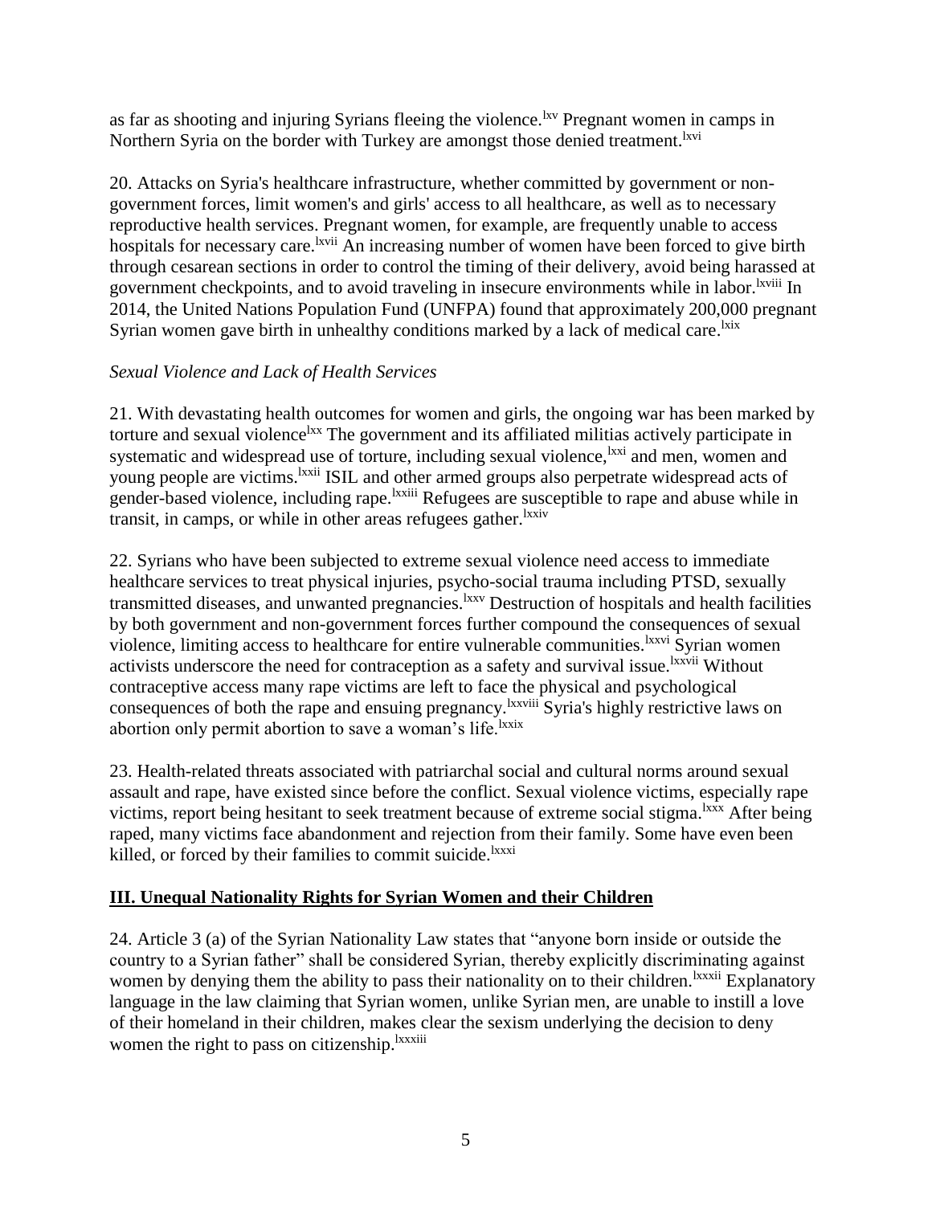as far as shooting and injuring Syrians fleeing the violence.[lxv] Pregnant women in camps in Northern Syria on the border with Turkey are amongst those denied treatment.[lxvi]

20. Attacks on Syria's healthcare infrastructure, whether committed by government or non-government forces, limit women's and girls' access to all healthcare, as well as to necessary reproductive health services. Pregnant women, for example, are frequently unable to access hospitals for necessary care.[lxvii] An increasing number of women have been forced to give birth through cesarean sections in order to control the timing of their delivery, avoid being harassed at government checkpoints, and to avoid traveling in insecure environments while in labor.[lxviii] In 2014, the United Nations Population Fund (UNFPA) found that approximately 200,000 pregnant Syrian women gave birth in unhealthy conditions marked by a lack of medical care.[lxix]

*Sexual Violence and Lack of Health Services*

21. With devastating health outcomes for women and girls, the ongoing war has been marked by torture and sexual violence[lxx] The government and its affiliated militias actively participate in systematic and widespread use of torture, including sexual violence,[lxxi] and men, women and young people are victims.[lxxii] ISIL and other armed groups also perpetrate widespread acts of gender-based violence, including rape.[lxxiii] Refugees are susceptible to rape and abuse while in transit, in camps, or while in other areas refugees gather.[lxxiv]

22. Syrians who have been subjected to extreme sexual violence need access to immediate healthcare services to treat physical injuries, psycho-social trauma including PTSD, sexually transmitted diseases, and unwanted pregnancies.[lxxv] Destruction of hospitals and health facilities by both government and non-government forces further compound the consequences of sexual violence, limiting access to healthcare for entire vulnerable communities.[lxxvi] Syrian women activists underscore the need for contraception as a safety and survival issue.[lxxvii] Without contraceptive access many rape victims are left to face the physical and psychological consequences of both the rape and ensuing pregnancy.[lxxviii] Syria's highly restrictive laws on abortion only permit abortion to save a woman's life.[lxxix]

23. Health-related threats associated with patriarchal social and cultural norms around sexual assault and rape, have existed since before the conflict. Sexual violence victims, especially rape victims, report being hesitant to seek treatment because of extreme social stigma.[lxxx] After being raped, many victims face abandonment and rejection from their family. Some have even been killed, or forced by their families to commit suicide.[lxxxi]

## **III. Unequal Nationality Rights for Syrian Women and their Children**

24. Article 3 (a) of the Syrian Nationality Law states that "anyone born inside or outside the country to a Syrian father" shall be considered Syrian, thereby explicitly discriminating against women by denying them the ability to pass their nationality on to their children.[lxxxii] Explanatory language in the law claiming that Syrian women, unlike Syrian men, are unable to instill a love of their homeland in their children, makes clear the sexism underlying the decision to deny women the right to pass on citizenship.[lxxxiii]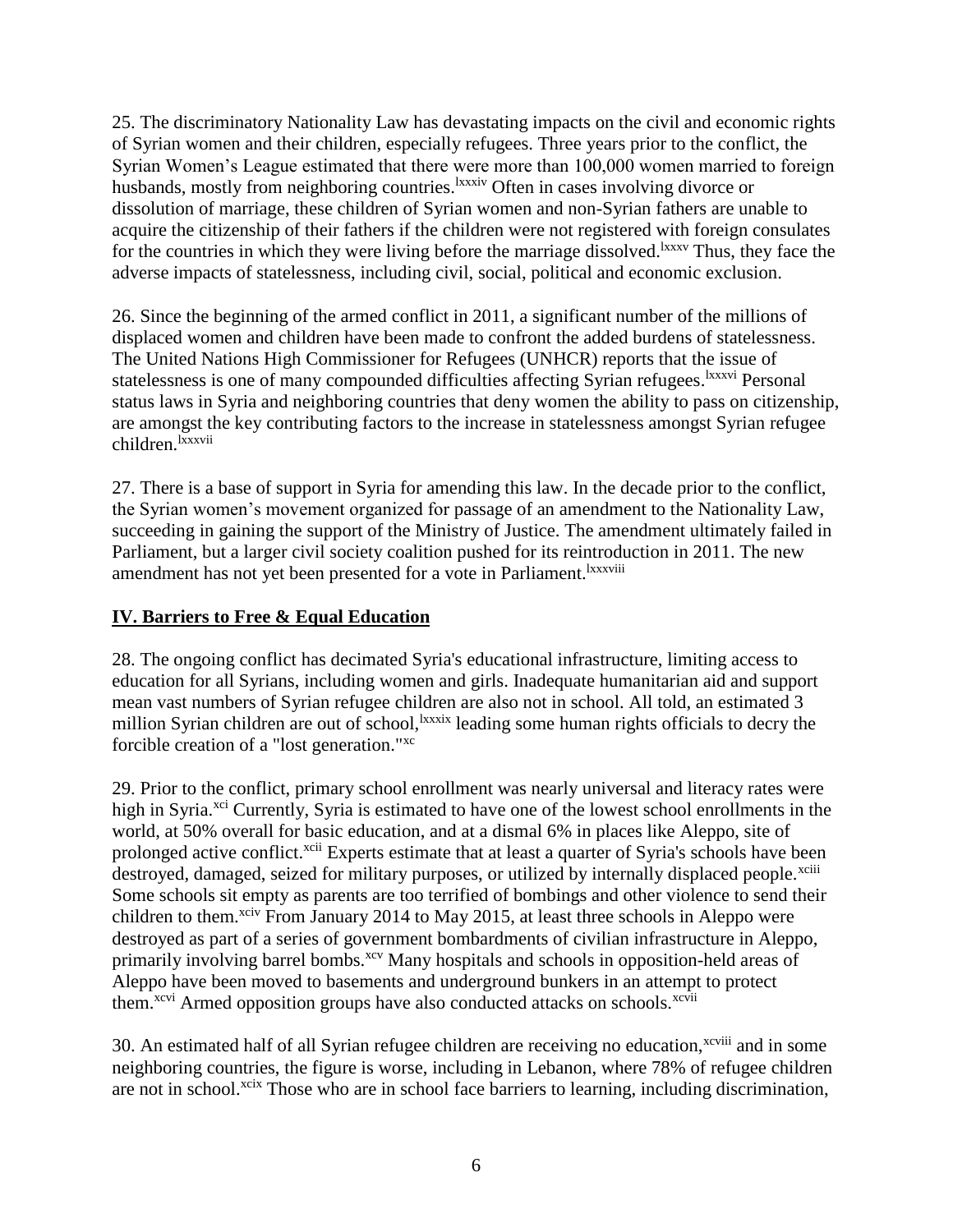25. The discriminatory Nationality Law has devastating impacts on the civil and economic rights of Syrian women and their children, especially refugees. Three years prior to the conflict, the Syrian Women's League estimated that there were more than 100,000 women married to foreign husbands, mostly from neighboring countries.[lxxxiv] Often in cases involving divorce or dissolution of marriage, these children of Syrian women and non-Syrian fathers are unable to acquire the citizenship of their fathers if the children were not registered with foreign consulates for the countries in which they were living before the marriage dissolved.[lxxxv] Thus, they face the adverse impacts of statelessness, including civil, social, political and economic exclusion.

26. Since the beginning of the armed conflict in 2011, a significant number of the millions of displaced women and children have been made to confront the added burdens of statelessness. The United Nations High Commissioner for Refugees (UNHCR) reports that the issue of statelessness is one of many compounded difficulties affecting Syrian refugees.[lxxxvi] Personal status laws in Syria and neighboring countries that deny women the ability to pass on citizenship, are amongst the key contributing factors to the increase in statelessness amongst Syrian refugee children.[lxxxvii]

27. There is a base of support in Syria for amending this law. In the decade prior to the conflict, the Syrian women's movement organized for passage of an amendment to the Nationality Law, succeeding in gaining the support of the Ministry of Justice. The amendment ultimately failed in Parliament, but a larger civil society coalition pushed for its reintroduction in 2011. The new amendment has not yet been presented for a vote in Parliament.[lxxxviii]

## IV. Barriers to Free & Equal Education

28. The ongoing conflict has decimated Syria's educational infrastructure, limiting access to education for all Syrians, including women and girls. Inadequate humanitarian aid and support mean vast numbers of Syrian refugee children are also not in school. All told, an estimated 3 million Syrian children are out of school,[lxxxix] leading some human rights officials to decry the forcible creation of a "lost generation."[xc]

29. Prior to the conflict, primary school enrollment was nearly universal and literacy rates were high in Syria.[xci] Currently, Syria is estimated to have one of the lowest school enrollments in the world, at 50% overall for basic education, and at a dismal 6% in places like Aleppo, site of prolonged active conflict.[xcii] Experts estimate that at least a quarter of Syria's schools have been destroyed, damaged, seized for military purposes, or utilized by internally displaced people.[xciii] Some schools sit empty as parents are too terrified of bombings and other violence to send their children to them.[xciv] From January 2014 to May 2015, at least three schools in Aleppo were destroyed as part of a series of government bombardments of civilian infrastructure in Aleppo, primarily involving barrel bombs.[xcv] Many hospitals and schools in opposition-held areas of Aleppo have been moved to basements and underground bunkers in an attempt to protect them.[xcvi] Armed opposition groups have also conducted attacks on schools.[xcvii]

30. An estimated half of all Syrian refugee children are receiving no education,[xcviii] and in some neighboring countries, the figure is worse, including in Lebanon, where 78% of refugee children are not in school.[xcix] Those who are in school face barriers to learning, including discrimination,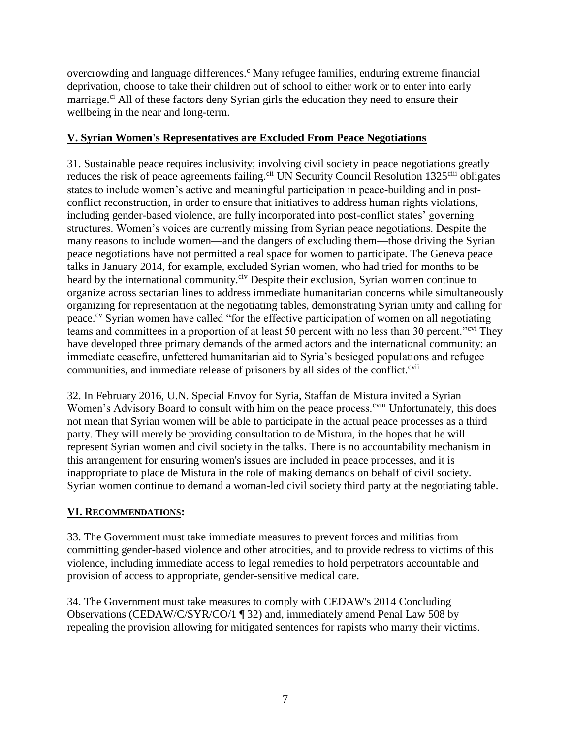overcrowding and language differences.[c] Many refugee families, enduring extreme financial deprivation, choose to take their children out of school to either work or to enter into early marriage.[ci] All of these factors deny Syrian girls the education they need to ensure their wellbeing in the near and long-term.

## V. Syrian Women's Representatives are Excluded From Peace Negotiations

31. Sustainable peace requires inclusivity; involving civil society in peace negotiations greatly reduces the risk of peace agreements failing.[cii] UN Security Council Resolution 1325[ciii] obligates states to include women's active and meaningful participation in peace-building and in post-conflict reconstruction, in order to ensure that initiatives to address human rights violations, including gender-based violence, are fully incorporated into post-conflict states' governing structures. Women's voices are currently missing from Syrian peace negotiations. Despite the many reasons to include women—and the dangers of excluding them—those driving the Syrian peace negotiations have not permitted a real space for women to participate. The Geneva peace talks in January 2014, for example, excluded Syrian women, who had tried for months to be heard by the international community.[civ] Despite their exclusion, Syrian women continue to organize across sectarian lines to address immediate humanitarian concerns while simultaneously organizing for representation at the negotiating tables, demonstrating Syrian unity and calling for peace.[cv] Syrian women have called "for the effective participation of women on all negotiating teams and committees in a proportion of at least 50 percent with no less than 30 percent."[cvi] They have developed three primary demands of the armed actors and the international community: an immediate ceasefire, unfettered humanitarian aid to Syria's besieged populations and refugee communities, and immediate release of prisoners by all sides of the conflict.[cvii]

32. In February 2016, U.N. Special Envoy for Syria, Staffan de Mistura invited a Syrian Women's Advisory Board to consult with him on the peace process.[cviii] Unfortunately, this does not mean that Syrian women will be able to participate in the actual peace processes as a third party. They will merely be providing consultation to de Mistura, in the hopes that he will represent Syrian women and civil society in the talks. There is no accountability mechanism in this arrangement for ensuring women's issues are included in peace processes, and it is inappropriate to place de Mistura in the role of making demands on behalf of civil society. Syrian women continue to demand a woman-led civil society third party at the negotiating table.

## VI. Recommendations:

33. The Government must take immediate measures to prevent forces and militias from committing gender-based violence and other atrocities, and to provide redress to victims of this violence, including immediate access to legal remedies to hold perpetrators accountable and provision of access to appropriate, gender-sensitive medical care.

34. The Government must take measures to comply with CEDAW's 2014 Concluding Observations (CEDAW/C/SYR/CO/1 ¶ 32) and, immediately amend Penal Law 508 by repealing the provision allowing for mitigated sentences for rapists who marry their victims.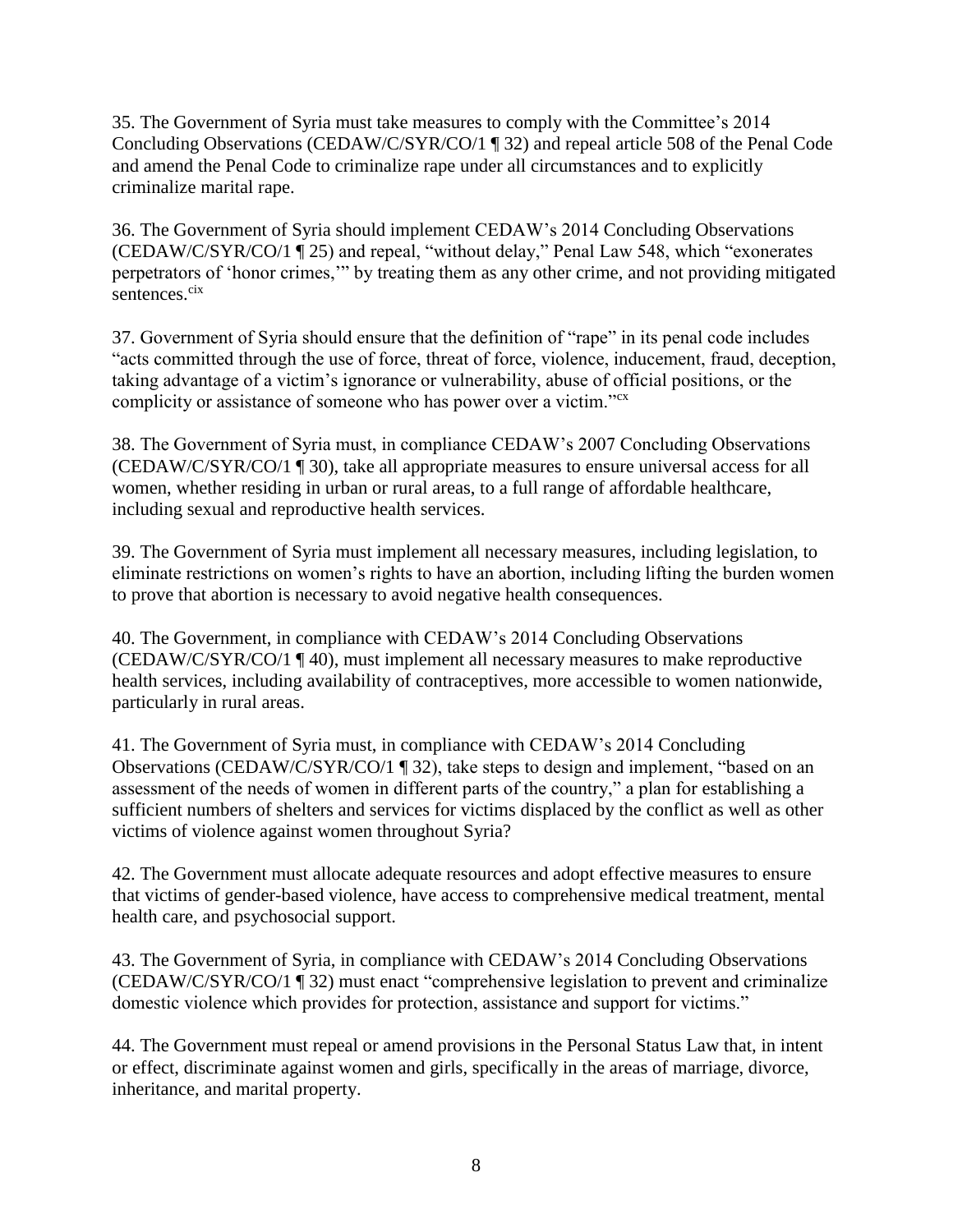35. The Government of Syria must take measures to comply with the Committee's 2014 Concluding Observations (CEDAW/C/SYR/CO/1 ¶ 32) and repeal article 508 of the Penal Code and amend the Penal Code to criminalize rape under all circumstances and to explicitly criminalize marital rape.

36. The Government of Syria should implement CEDAW's 2014 Concluding Observations (CEDAW/C/SYR/CO/1 ¶ 25) and repeal, "without delay," Penal Law 548, which "exonerates perpetrators of 'honor crimes,'" by treating them as any other crime, and not providing mitigated sentences.[cix]

37. Government of Syria should ensure that the definition of "rape" in its penal code includes "acts committed through the use of force, threat of force, violence, inducement, fraud, deception, taking advantage of a victim's ignorance or vulnerability, abuse of official positions, or the complicity or assistance of someone who has power over a victim."[cx]

38. The Government of Syria must, in compliance CEDAW's 2007 Concluding Observations (CEDAW/C/SYR/CO/1 ¶ 30), take all appropriate measures to ensure universal access for all women, whether residing in urban or rural areas, to a full range of affordable healthcare, including sexual and reproductive health services.

39. The Government of Syria must implement all necessary measures, including legislation, to eliminate restrictions on women's rights to have an abortion, including lifting the burden women to prove that abortion is necessary to avoid negative health consequences.

40. The Government, in compliance with CEDAW's 2014 Concluding Observations (CEDAW/C/SYR/CO/1 ¶ 40), must implement all necessary measures to make reproductive health services, including availability of contraceptives, more accessible to women nationwide, particularly in rural areas.

41. The Government of Syria must, in compliance with CEDAW's 2014 Concluding Observations (CEDAW/C/SYR/CO/1 ¶ 32), take steps to design and implement, "based on an assessment of the needs of women in different parts of the country," a plan for establishing a sufficient numbers of shelters and services for victims displaced by the conflict as well as other victims of violence against women throughout Syria?

42. The Government must allocate adequate resources and adopt effective measures to ensure that victims of gender-based violence, have access to comprehensive medical treatment, mental health care, and psychosocial support.

43. The Government of Syria, in compliance with CEDAW's 2014 Concluding Observations (CEDAW/C/SYR/CO/1 ¶ 32) must enact "comprehensive legislation to prevent and criminalize domestic violence which provides for protection, assistance and support for victims."

44. The Government must repeal or amend provisions in the Personal Status Law that, in intent or effect, discriminate against women and girls, specifically in the areas of marriage, divorce, inheritance, and marital property.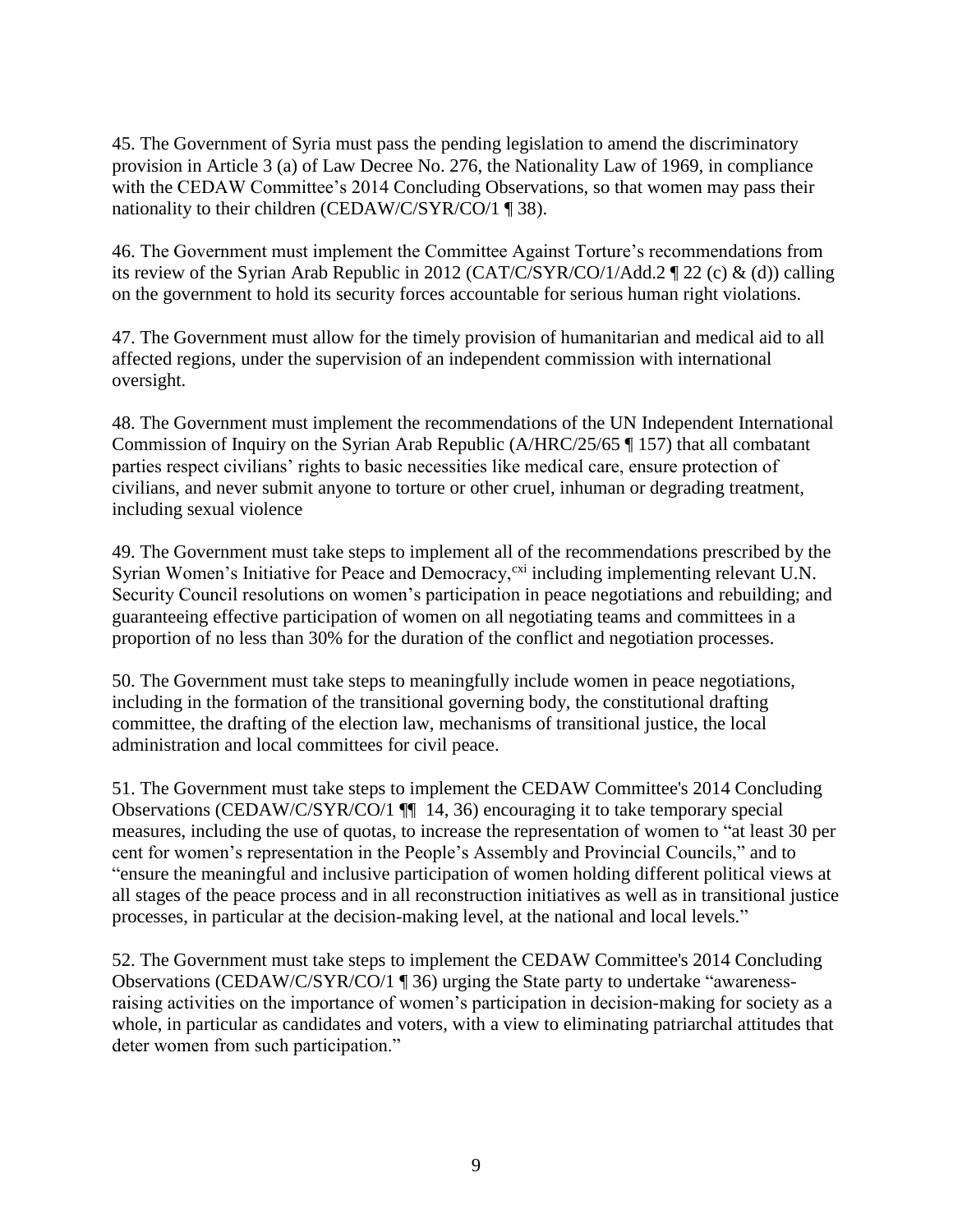45. The Government of Syria must pass the pending legislation to amend the discriminatory provision in Article 3 (a) of Law Decree No. 276, the Nationality Law of 1969, in compliance with the CEDAW Committee's 2014 Concluding Observations, so that women may pass their nationality to their children (CEDAW/C/SYR/CO/1 ¶ 38).

46. The Government must implement the Committee Against Torture's recommendations from its review of the Syrian Arab Republic in 2012 (CAT/C/SYR/CO/1/Add.2 ¶ 22 (c) & (d)) calling on the government to hold its security forces accountable for serious human right violations.

47. The Government must allow for the timely provision of humanitarian and medical aid to all affected regions, under the supervision of an independent commission with international oversight.

48. The Government must implement the recommendations of the UN Independent International Commission of Inquiry on the Syrian Arab Republic (A/HRC/25/65 ¶ 157) that all combatant parties respect civilians' rights to basic necessities like medical care, ensure protection of civilians, and never submit anyone to torture or other cruel, inhuman or degrading treatment, including sexual violence

49. The Government must take steps to implement all of the recommendations prescribed by the Syrian Women's Initiative for Peace and Democracy,[cxi] including implementing relevant U.N. Security Council resolutions on women's participation in peace negotiations and rebuilding; and guaranteeing effective participation of women on all negotiating teams and committees in a proportion of no less than 30% for the duration of the conflict and negotiation processes.

50. The Government must take steps to meaningfully include women in peace negotiations, including in the formation of the transitional governing body, the constitutional drafting committee, the drafting of the election law, mechanisms of transitional justice, the local administration and local committees for civil peace.

51. The Government must take steps to implement the CEDAW Committee's 2014 Concluding Observations (CEDAW/C/SYR/CO/1 ¶¶ 14, 36) encouraging it to take temporary special measures, including the use of quotas, to increase the representation of women to "at least 30 per cent for women's representation in the People's Assembly and Provincial Councils," and to "ensure the meaningful and inclusive participation of women holding different political views at all stages of the peace process and in all reconstruction initiatives as well as in transitional justice processes, in particular at the decision-making level, at the national and local levels."

52. The Government must take steps to implement the CEDAW Committee's 2014 Concluding Observations (CEDAW/C/SYR/CO/1 ¶ 36) urging the State party to undertake "awareness-raising activities on the importance of women's participation in decision-making for society as a whole, in particular as candidates and voters, with a view to eliminating patriarchal attitudes that deter women from such participation."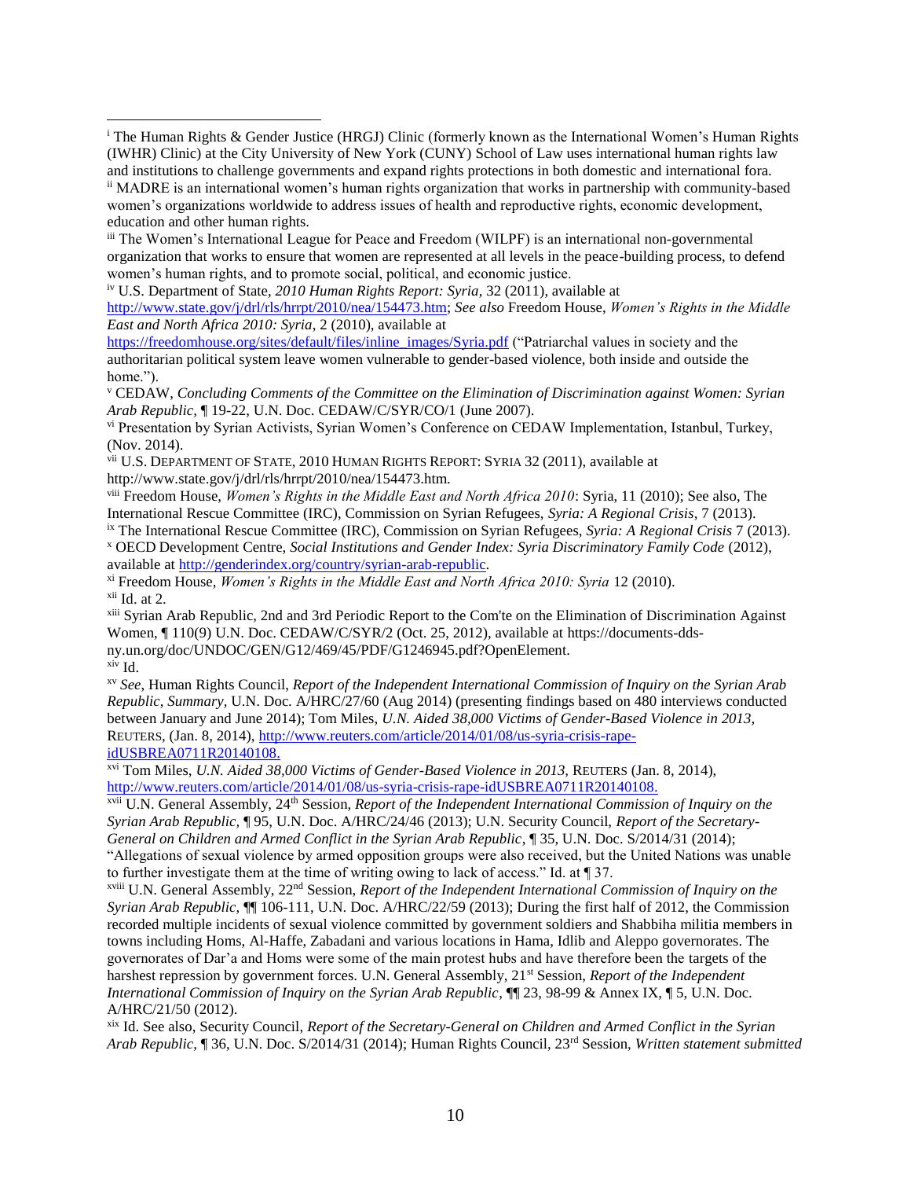[i] The Human Rights & Gender Justice (HRGJ) Clinic (formerly known as the International Women's Human Rights (IWHR) Clinic) at the City University of New York (CUNY) School of Law uses international human rights law and institutions to challenge governments and expand rights protections in both domestic and international fora.

[ii] MADRE is an international women's human rights organization that works in partnership with community-based women's organizations worldwide to address issues of health and reproductive rights, economic development, education and other human rights.

[iii] The Women's International League for Peace and Freedom (WILPF) is an international non-governmental organization that works to ensure that women are represented at all levels in the peace-building process, to defend women's human rights, and to promote social, political, and economic justice.

[iv] U.S. Department of State, *2010 Human Rights Report: Syria*, 32 (2011), available at http://www.state.gov/j/drl/rls/hrrpt/2010/nea/154473.htm; *See also* Freedom House, *Women's Rights in the Middle East and North Africa 2010: Syria*, 2 (2010), available at https://freedomhouse.org/sites/default/files/inline_images/Syria.pdf ("Patriarchal values in society and the authoritarian political system leave women vulnerable to gender-based violence, both inside and outside the home.").

[v] CEDAW, *Concluding Comments of the Committee on the Elimination of Discrimination against Women: Syrian Arab Republic,* ¶ 19-22, U.N. Doc. CEDAW/C/SYR/CO/1 (June 2007).

[vi] Presentation by Syrian Activists, Syrian Women's Conference on CEDAW Implementation, Istanbul, Turkey, (Nov. 2014).

[vii] U.S. DEPARTMENT OF STATE, 2010 HUMAN RIGHTS REPORT: SYRIA 32 (2011), available at http://www.state.gov/j/drl/rls/hrrpt/2010/nea/154473.htm.

[viii] Freedom House, *Women's Rights in the Middle East and North Africa 2010*: Syria, 11 (2010); See also, The International Rescue Committee (IRC), Commission on Syrian Refugees, *Syria: A Regional Crisis*, 7 (2013).

[ix] The International Rescue Committee (IRC), Commission on Syrian Refugees, *Syria: A Regional Crisis* 7 (2013).

[x] OECD Development Centre, *Social Institutions and Gender Index: Syria Discriminatory Family Code* (2012), available at http://genderindex.org/country/syrian-arab-republic.

[xi] Freedom House, *Women's Rights in the Middle East and North Africa 2010: Syria* 12 (2010).

[xii] Id. at 2.

[xiii] Syrian Arab Republic, 2nd and 3rd Periodic Report to the Com'te on the Elimination of Discrimination Against Women, ¶ 110(9) U.N. Doc. CEDAW/C/SYR/2 (Oct. 25, 2012), available at https://documents-dds-ny.un.org/doc/UNDOC/GEN/G12/469/45/PDF/G1246945.pdf?OpenElement.

[xiv] Id.

[xv] *See*, Human Rights Council, *Report of the Independent International Commission of Inquiry on the Syrian Arab Republic, Summary,* U.N. Doc. A/HRC/27/60 (Aug 2014) (presenting findings based on 480 interviews conducted between January and June 2014); Tom Miles, *U.N. Aided 38,000 Victims of Gender-Based Violence in 2013,* REUTERS, (Jan. 8, 2014), http://www.reuters.com/article/2014/01/08/us-syria-crisis-rape-idUSBREA0711R20140108.

[xvi] Tom Miles, *U.N. Aided 38,000 Victims of Gender-Based Violence in 2013,* REUTERS (Jan. 8, 2014), http://www.reuters.com/article/2014/01/08/us-syria-crisis-rape-idUSBREA0711R20140108.

[xvii] U.N. General Assembly, 24th Session, *Report of the Independent International Commission of Inquiry on the Syrian Arab Republic,* ¶ 95, U.N. Doc. A/HRC/24/46 (2013); U.N. Security Council, *Report of the Secretary-General on Children and Armed Conflict in the Syrian Arab Republic*, ¶ 35, U.N. Doc. S/2014/31 (2014); "Allegations of sexual violence by armed opposition groups were also received, but the United Nations was unable to further investigate them at the time of writing owing to lack of access." Id. at ¶ 37.

[xviii] U.N. General Assembly, 22nd Session, *Report of the Independent International Commission of Inquiry on the Syrian Arab Republic*, ¶¶ 106-111, U.N. Doc. A/HRC/22/59 (2013); During the first half of 2012, the Commission recorded multiple incidents of sexual violence committed by government soldiers and Shabbiha militia members in towns including Homs, Al-Haffe, Zabadani and various locations in Hama, Idlib and Aleppo governorates. The governorates of Dar'a and Homs were some of the main protest hubs and have therefore been the targets of the harshest repression by government forces. U.N. General Assembly, 21st Session, *Report of the Independent International Commission of Inquiry on the Syrian Arab Republic*, ¶¶ 23, 98-99 & Annex IX, ¶ 5, U.N. Doc. A/HRC/21/50 (2012).

[xix] Id. See also, Security Council, *Report of the Secretary-General on Children and Armed Conflict in the Syrian Arab Republic*, ¶ 36, U.N. Doc. S/2014/31 (2014); Human Rights Council, 23rd Session, *Written statement submitted*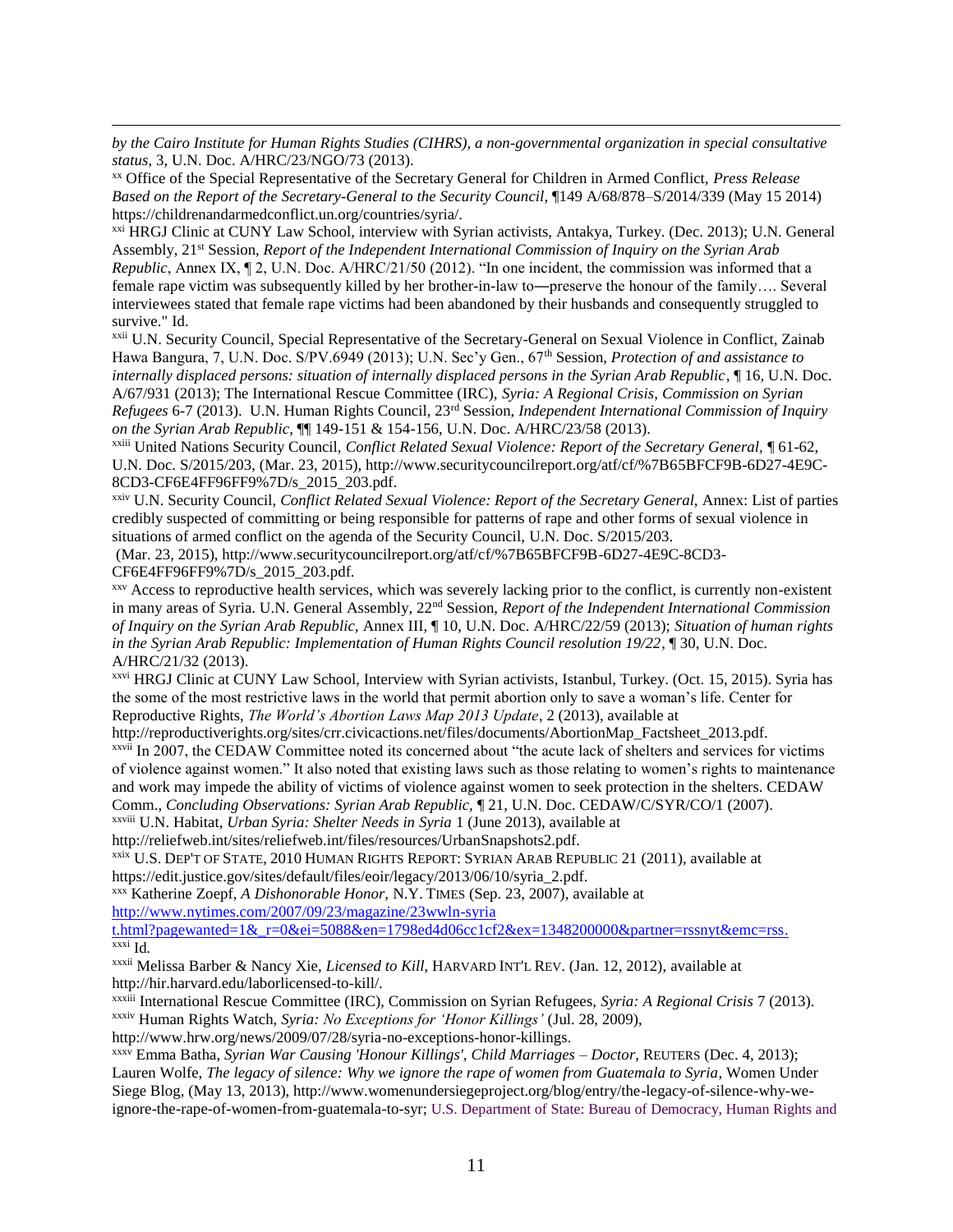*by the Cairo Institute for Human Rights Studies (CIHRS), a non-governmental organization in special consultative status*, 3, U.N. Doc. A/HRC/23/NGO/73 (2013).

[xx] Office of the Special Representative of the Secretary General for Children in Armed Conflict, *Press Release Based on the Report of the Secretary-General to the Security Council*, ¶149 A/68/878–S/2014/339 (May 15 2014) https://childrenandarmedconflict.un.org/countries/syria/.

[xxi] HRGJ Clinic at CUNY Law School, interview with Syrian activists, Antakya, Turkey. (Dec. 2013); U.N. General Assembly, 21st Session, *Report of the Independent International Commission of Inquiry on the Syrian Arab Republic*, Annex IX, ¶ 2, U.N. Doc. A/HRC/21/50 (2012). "In one incident, the commission was informed that a female rape victim was subsequently killed by her brother-in-law to―preserve the honour of the family…. Several interviewees stated that female rape victims had been abandoned by their husbands and consequently struggled to survive." Id.

[xxii] U.N. Security Council, Special Representative of the Secretary-General on Sexual Violence in Conflict, Zainab Hawa Bangura, 7, U.N. Doc. S/PV.6949 (2013); U.N. Sec'y Gen., 67th Session, *Protection of and assistance to internally displaced persons: situation of internally displaced persons in the Syrian Arab Republic*, ¶ 16, U.N. Doc. A/67/931 (2013); The International Rescue Committee (IRC), *Syria: A Regional Crisis, Commission on Syrian Refugees* 6-7 (2013). U.N. Human Rights Council, 23rd Session, *Independent International Commission of Inquiry on the Syrian Arab Republic*, ¶¶ 149-151 & 154-156, U.N. Doc. A/HRC/23/58 (2013).

[xxiii] United Nations Security Council, *Conflict Related Sexual Violence: Report of the Secretary General*, ¶ 61-62, U.N. Doc. S/2015/203, (Mar. 23, 2015), http://www.securitycouncilreport.org/atf/cf/%7B65BFCF9B-6D27-4E9C-8CD3-CF6E4FF96FF9%7D/s_2015_203.pdf.

[xxiv] U.N. Security Council, *Conflict Related Sexual Violence: Report of the Secretary General,* Annex: List of parties credibly suspected of committing or being responsible for patterns of rape and other forms of sexual violence in situations of armed conflict on the agenda of the Security Council, U.N. Doc. S/2015/203.
(Mar. 23, 2015), http://www.securitycouncilreport.org/atf/cf/%7B65BFCF9B-6D27-4E9C-8CD3-CF6E4FF96FF9%7D/s_2015_203.pdf.

[xxv] Access to reproductive health services, which was severely lacking prior to the conflict, is currently non-existent in many areas of Syria. U.N. General Assembly, 22nd Session, *Report of the Independent International Commission of Inquiry on the Syrian Arab Republic,* Annex III, ¶ 10, U.N. Doc. A/HRC/22/59 (2013); *Situation of human rights in the Syrian Arab Republic: Implementation of Human Rights Council resolution 19/22*, ¶ 30, U.N. Doc. A/HRC/21/32 (2013).

[xxvi] HRGJ Clinic at CUNY Law School, Interview with Syrian activists, Istanbul, Turkey. (Oct. 15, 2015). Syria has the some of the most restrictive laws in the world that permit abortion only to save a woman's life. Center for Reproductive Rights, *The World's Abortion Laws Map 2013 Update*, 2 (2013), available at http://reproductiverights.org/sites/crr.civicactions.net/files/documents/AbortionMap_Factsheet_2013.pdf.

[xxvii] In 2007, the CEDAW Committee noted its concerned about "the acute lack of shelters and services for victims of violence against women." It also noted that existing laws such as those relating to women's rights to maintenance and work may impede the ability of victims of violence against women to seek protection in the shelters. CEDAW Comm., *Concluding Observations: Syrian Arab Republic*, ¶ 21, U.N. Doc. CEDAW/C/SYR/CO/1 (2007).

[xxviii] U.N. Habitat, *Urban Syria: Shelter Needs in Syria* 1 (June 2013), available at http://reliefweb.int/sites/reliefweb.int/files/resources/UrbanSnapshots2.pdf.

[xxix] U.S. DEP'T OF STATE, 2010 HUMAN RIGHTS REPORT: SYRIAN ARAB REPUBLIC 21 (2011), available at https://edit.justice.gov/sites/default/files/eoir/legacy/2013/06/10/syria_2.pdf.

[xxx] Katherine Zoepf, *A Dishonorable Honor*, N.Y. TIMES (Sep. 23, 2007), available at http://www.nytimes.com/2007/09/23/magazine/23wwln-syria t.html?pagewanted=1&_r=0&ei=5088&en=1798ed4d06cc1cf2&ex=1348200000&partner=rssnyt&emc=rss.

[xxxi] Id.

[xxxii] Melissa Barber & Nancy Xie, *Licensed to Kill*, HARVARD INT'L REV. (Jan. 12, 2012), available at http://hir.harvard.edu/laborlicensed-to-kill/.

[xxxiii] International Rescue Committee (IRC), Commission on Syrian Refugees, *Syria: A Regional Crisis* 7 (2013).

[xxxiv] Human Rights Watch, *Syria: No Exceptions for 'Honor Killings'* (Jul. 28, 2009), http://www.hrw.org/news/2009/07/28/syria-no-exceptions-honor-killings.

[xxxv] Emma Batha, *Syrian War Causing 'Honour Killings', Child Marriages – Doctor*, REUTERS (Dec. 4, 2013); Lauren Wolfe, *The legacy of silence: Why we ignore the rape of women from Guatemala to Syria*, Women Under Siege Blog, (May 13, 2013), http://www.womenundersiegeproject.org/blog/entry/the-legacy-of-silence-why-we-ignore-the-rape-of-women-from-guatemala-to-syr; U.S. Department of State: Bureau of Democracy, Human Rights and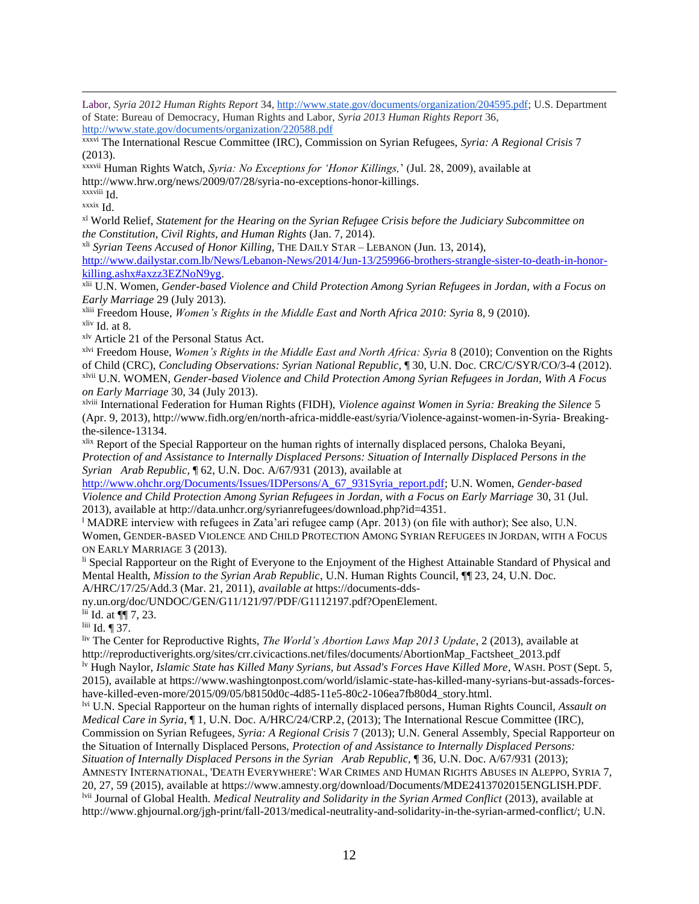Labor, *Syria 2012 Human Rights Report* 34, http://www.state.gov/documents/organization/204595.pdf; U.S. Department of State: Bureau of Democracy, Human Rights and Labor, *Syria 2013 Human Rights Report* 36, http://www.state.gov/documents/organization/220588.pdf

[xxxvi] The International Rescue Committee (IRC), Commission on Syrian Refugees, *Syria: A Regional Crisis* 7 (2013).

[xxxvii] Human Rights Watch, *Syria: No Exceptions for 'Honor Killings,'* (Jul. 28, 2009), available at http://www.hrw.org/news/2009/07/28/syria-no-exceptions-honor-killings.

[xxxviii] Id.

[xxxix] Id.

[xl] World Relief, *Statement for the Hearing on the Syrian Refugee Crisis before the Judiciary Subcommittee on the Constitution, Civil Rights, and Human Rights* (Jan. 7, 2014).

[xli] *Syrian Teens Accused of Honor Killing*, THE DAILY STAR – LEBANON (Jun. 13, 2014), http://www.dailystar.com.lb/News/Lebanon-News/2014/Jun-13/259966-brothers-strangle-sister-to-death-in-honor-killing.ashx#axzz3EZNoN9yg.

[xlii] U.N. Women, *Gender-based Violence and Child Protection Among Syrian Refugees in Jordan, with a Focus on Early Marriage* 29 (July 2013).

[xliii] Freedom House, *Women's Rights in the Middle East and North Africa 2010: Syria* 8, 9 (2010).

[xliv] Id. at 8.

[xlv] Article 21 of the Personal Status Act.

[xlvi] Freedom House, *Women's Rights in the Middle East and North Africa: Syria* 8 (2010); Convention on the Rights of Child (CRC), *Concluding Observations: Syrian National Republic*, ¶ 30, U.N. Doc. CRC/C/SYR/CO/3-4 (2012).

[xlvii] U.N. WOMEN, *Gender-based Violence and Child Protection Among Syrian Refugees in Jordan, With A Focus on Early Marriage* 30, 34 (July 2013).

[xlviii] International Federation for Human Rights (FIDH), *Violence against Women in Syria: Breaking the Silence* 5 (Apr. 9, 2013), http://www.fidh.org/en/north-africa-middle-east/syria/Violence-against-women-in-Syria- Breaking-the-silence-13134.

[xlix] Report of the Special Rapporteur on the human rights of internally displaced persons, Chaloka Beyani, *Protection of and Assistance to Internally Displaced Persons: Situation of Internally Displaced Persons in the Syrian Arab Republic*, ¶ 62, U.N. Doc. A/67/931 (2013), available at http://www.ohchr.org/Documents/Issues/IDPersons/A_67_931Syria_report.pdf; U.N. Women, *Gender-based Violence and Child Protection Among Syrian Refugees in Jordan, with a Focus on Early Marriage* 30, 31 (Jul. 2013), available at http://data.unhcr.org/syrianrefugees/download.php?id=4351.

[l] MADRE interview with refugees in Zata'ari refugee camp (Apr. 2013) (on file with author); See also, U.N. Women, GENDER-BASED VIOLENCE AND CHILD PROTECTION AMONG SYRIAN REFUGEES IN JORDAN, WITH A FOCUS ON EARLY MARRIAGE 3 (2013).

[li] Special Rapporteur on the Right of Everyone to the Enjoyment of the Highest Attainable Standard of Physical and Mental Health, *Mission to the Syrian Arab Republic*, U.N. Human Rights Council, ¶¶ 23, 24, U.N. Doc. A/HRC/17/25/Add.3 (Mar. 21, 2011), *available at* https://documents-dds-ny.un.org/doc/UNDOC/GEN/G11/121/97/PDF/G1112197.pdf?OpenElement.

[lii] Id. at ¶¶ 7, 23.

[liii] Id. ¶ 37.

[liv] The Center for Reproductive Rights, *The World's Abortion Laws Map 2013 Update*, 2 (2013), available at http://reproductiverights.org/sites/crr.civicactions.net/files/documents/AbortionMap_Factsheet_2013.pdf

[lv] Hugh Naylor, *Islamic State has Killed Many Syrians, but Assad's Forces Have Killed More*, WASH. POST (Sept. 5, 2015), available at https://www.washingtonpost.com/world/islamic-state-has-killed-many-syrians-but-assads-forces-have-killed-even-more/2015/09/05/b8150d0c-4d85-11e5-80c2-106ea7fb80d4_story.html.

[lvi] U.N. Special Rapporteur on the human rights of internally displaced persons, Human Rights Council, *Assault on Medical Care in Syria*, ¶ 1, U.N. Doc. A/HRC/24/CRP.2, (2013); The International Rescue Committee (IRC), Commission on Syrian Refugees, *Syria: A Regional Crisis* 7 (2013); U.N. General Assembly, Special Rapporteur on the Situation of Internally Displaced Persons, *Protection of and Assistance to Internally Displaced Persons: Situation of Internally Displaced Persons in the Syrian Arab Republic*, ¶ 36, U.N. Doc. A/67/931 (2013); AMNESTY INTERNATIONAL, 'DEATH EVERYWHERE': WAR CRIMES AND HUMAN RIGHTS ABUSES IN ALEPPO, SYRIA 7, 20, 27, 59 (2015), available at https://www.amnesty.org/download/Documents/MDE2413702015ENGLISH.PDF.

[lvii] Journal of Global Health. *Medical Neutrality and Solidarity in the Syrian Armed Conflict* (2013), available at http://www.ghjournal.org/jgh-print/fall-2013/medical-neutrality-and-solidarity-in-the-syrian-armed-conflict/; U.N.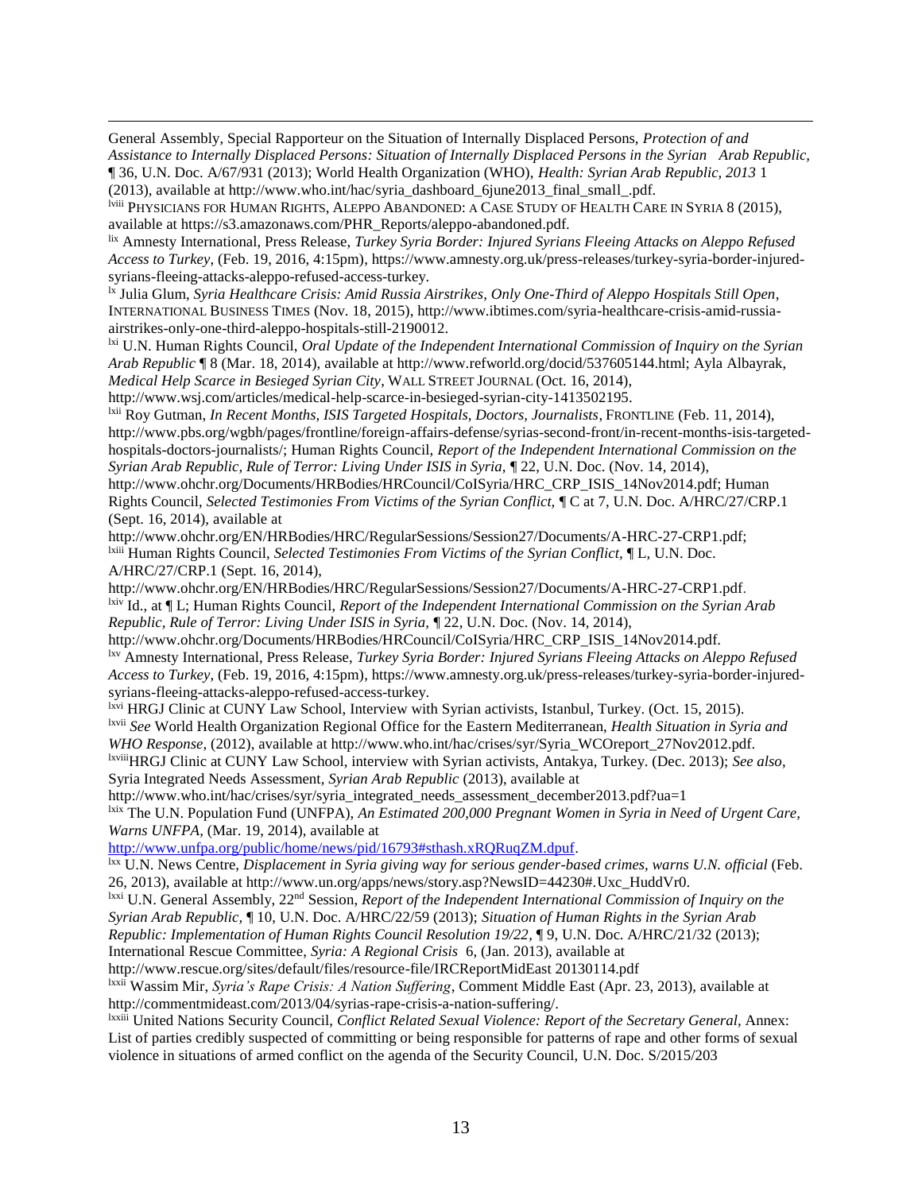General Assembly, Special Rapporteur on the Situation of Internally Displaced Persons, *Protection of and Assistance to Internally Displaced Persons: Situation of Internally Displaced Persons in the Syrian Arab Republic,* ¶ 36, U.N. Doc. A/67/931 (2013); World Health Organization (WHO), *Health: Syrian Arab Republic, 2013* 1 (2013), available at http://www.who.int/hac/syria_dashboard_6june2013_final_small_.pdf.

[lviii] PHYSICIANS FOR HUMAN RIGHTS, ALEPPO ABANDONED: A CASE STUDY OF HEALTH CARE IN SYRIA 8 (2015), available at https://s3.amazonaws.com/PHR_Reports/aleppo-abandoned.pdf.

[lix] Amnesty International, Press Release, *Turkey Syria Border: Injured Syrians Fleeing Attacks on Aleppo Refused Access to Turkey,* (Feb. 19, 2016, 4:15pm), https://www.amnesty.org.uk/press-releases/turkey-syria-border-injured-syrians-fleeing-attacks-aleppo-refused-access-turkey.

[lx] Julia Glum, *Syria Healthcare Crisis: Amid Russia Airstrikes, Only One-Third of Aleppo Hospitals Still Open*, INTERNATIONAL BUSINESS TIMES (Nov. 18, 2015), http://www.ibtimes.com/syria-healthcare-crisis-amid-russia-airstrikes-only-one-third-aleppo-hospitals-still-2190012.

[lxi] U.N. Human Rights Council, *Oral Update of the Independent International Commission of Inquiry on the Syrian Arab Republic* ¶ 8 (Mar. 18, 2014), available at http://www.refworld.org/docid/537605144.html; Ayla Albayrak, *Medical Help Scarce in Besieged Syrian City*, WALL STREET JOURNAL (Oct. 16, 2014), http://www.wsj.com/articles/medical-help-scarce-in-besieged-syrian-city-1413502195.

[lxii] Roy Gutman, *In Recent Months, ISIS Targeted Hospitals, Doctors, Journalists*, FRONTLINE (Feb. 11, 2014), http://www.pbs.org/wgbh/pages/frontline/foreign-affairs-defense/syrias-second-front/in-recent-months-isis-targeted-hospitals-doctors-journalists/; Human Rights Council, *Report of the Independent International Commission on the Syrian Arab Republic, Rule of Terror: Living Under ISIS in Syria,* ¶ 22, U.N. Doc. (Nov. 14, 2014), http://www.ohchr.org/Documents/HRBodies/HRCouncil/CoISyria/HRC_CRP_ISIS_14Nov2014.pdf; Human Rights Council, *Selected Testimonies From Victims of the Syrian Conflict,* ¶ C at 7, U.N. Doc. A/HRC/27/CRP.1 (Sept. 16, 2014), available at http://www.ohchr.org/EN/HRBodies/HRC/RegularSessions/Session27/Documents/A-HRC-27-CRP1.pdf;

[lxiii] Human Rights Council, *Selected Testimonies From Victims of the Syrian Conflict,* ¶ L, U.N. Doc. A/HRC/27/CRP.1 (Sept. 16, 2014), http://www.ohchr.org/EN/HRBodies/HRC/RegularSessions/Session27/Documents/A-HRC-27-CRP1.pdf.

[lxiv] Id., at ¶ L; Human Rights Council, *Report of the Independent International Commission on the Syrian Arab Republic, Rule of Terror: Living Under ISIS in Syria,* ¶ 22, U.N. Doc. (Nov. 14, 2014), http://www.ohchr.org/Documents/HRBodies/HRCouncil/CoISyria/HRC_CRP_ISIS_14Nov2014.pdf.

[lxv] Amnesty International, Press Release, *Turkey Syria Border: Injured Syrians Fleeing Attacks on Aleppo Refused Access to Turkey,* (Feb. 19, 2016, 4:15pm), https://www.amnesty.org.uk/press-releases/turkey-syria-border-injured-syrians-fleeing-attacks-aleppo-refused-access-turkey.

[lxvi] HRGJ Clinic at CUNY Law School, Interview with Syrian activists, Istanbul, Turkey. (Oct. 15, 2015).

[lxvii] *See* World Health Organization Regional Office for the Eastern Mediterranean, *Health Situation in Syria and WHO Response*, (2012), available at http://www.who.int/hac/crises/syr/Syria_WCOreport_27Nov2012.pdf.

[lxviii] HRGJ Clinic at CUNY Law School, interview with Syrian activists, Antakya, Turkey. (Dec. 2013); *See also*, Syria Integrated Needs Assessment, *Syrian Arab Republic* (2013), available at http://www.who.int/hac/crises/syr/syria_integrated_needs_assessment_december2013.pdf?ua=1

[lxix] The U.N. Population Fund (UNFPA), *An Estimated 200,000 Pregnant Women in Syria in Need of Urgent Care, Warns UNFPA*, (Mar. 19, 2014), available at http://www.unfpa.org/public/home/news/pid/16793#sthash.xRQRuqZM.dpuf.

[lxx] U.N. News Centre, *Displacement in Syria giving way for serious gender-based crimes, warns U.N. official* (Feb. 26, 2013), available at http://www.un.org/apps/news/story.asp?NewsID=44230#.Uxc_HuddVr0.

[lxxi] U.N. General Assembly, 22nd Session, *Report of the Independent International Commission of Inquiry on the Syrian Arab Republic,* ¶ 10, U.N. Doc. A/HRC/22/59 (2013); *Situation of Human Rights in the Syrian Arab Republic: Implementation of Human Rights Council Resolution 19/22*, ¶ 9, U.N. Doc. A/HRC/21/32 (2013); International Rescue Committee, *Syria: A Regional Crisis* 6, (Jan. 2013), available at http://www.rescue.org/sites/default/files/resource-file/IRCReportMidEast 20130114.pdf

[lxxii] Wassim Mir, *Syria's Rape Crisis: A Nation Suffering*, Comment Middle East (Apr. 23, 2013), available at http://commentmideast.com/2013/04/syrias-rape-crisis-a-nation-suffering/.

[lxxiii] United Nations Security Council, *Conflict Related Sexual Violence: Report of the Secretary General*, Annex: List of parties credibly suspected of committing or being responsible for patterns of rape and other forms of sexual violence in situations of armed conflict on the agenda of the Security Council, U.N. Doc. S/2015/203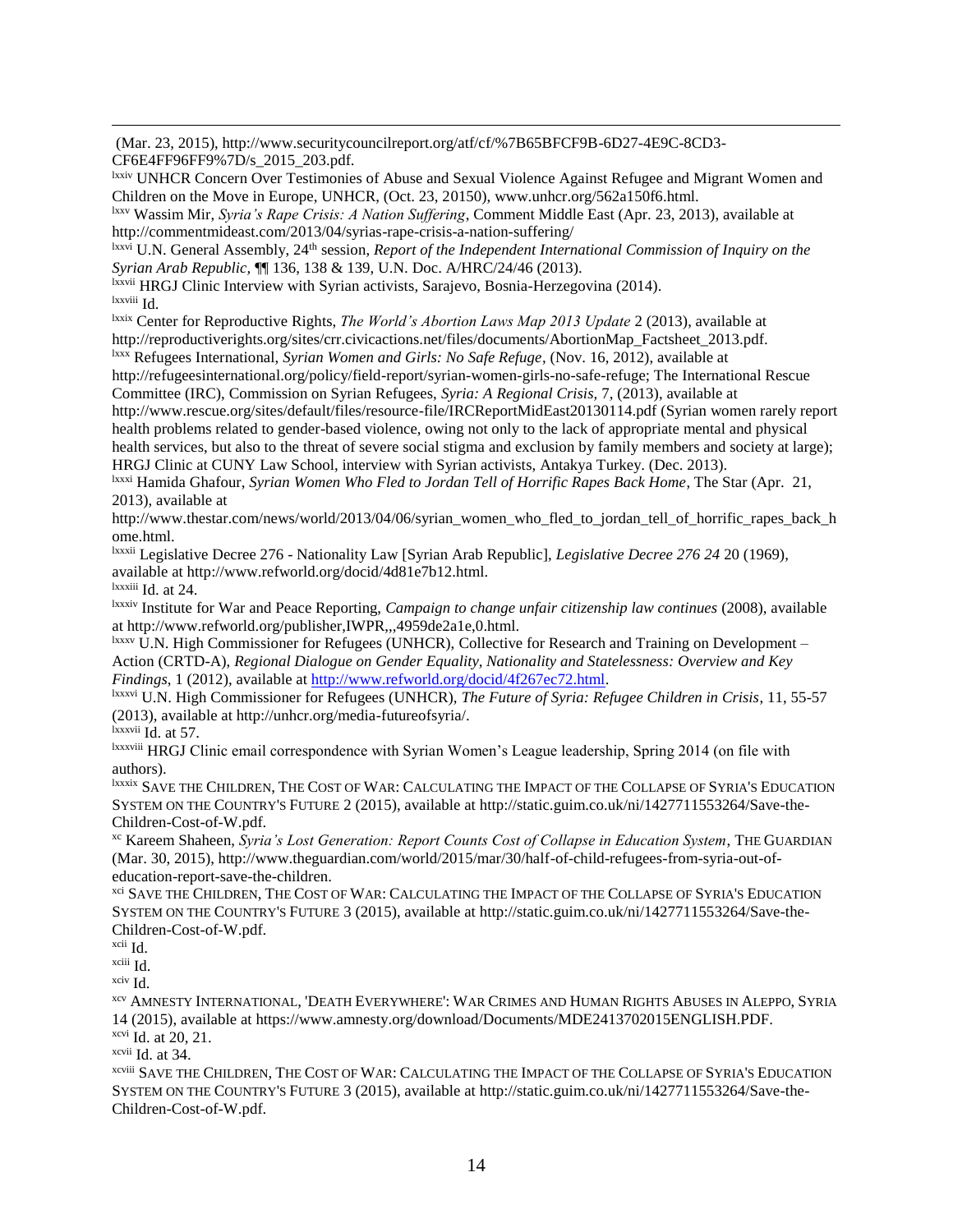(Mar. 23, 2015), http://www.securitycouncilreport.org/atf/cf/%7B65BFCF9B-6D27-4E9C-8CD3-CF6E4FF96FF9%7D/s_2015_203.pdf.

[lxxiv] UNHCR Concern Over Testimonies of Abuse and Sexual Violence Against Refugee and Migrant Women and Children on the Move in Europe, UNHCR, (Oct. 23, 20150), www.unhcr.org/562a150f6.html.

[lxxv] Wassim Mir, *Syria's Rape Crisis: A Nation Suffering*, Comment Middle East (Apr. 23, 2013), available at http://commentmideast.com/2013/04/syrias-rape-crisis-a-nation-suffering/

[lxxvi] U.N. General Assembly, 24th session, *Report of the Independent International Commission of Inquiry on the Syrian Arab Republic*, ¶¶ 136, 138 & 139, U.N. Doc. A/HRC/24/46 (2013).

[lxxvii] HRGJ Clinic Interview with Syrian activists, Sarajevo, Bosnia-Herzegovina (2014).

[lxxviii] Id.

[lxxix] Center for Reproductive Rights, *The World's Abortion Laws Map 2013 Update* 2 (2013), available at http://reproductiverights.org/sites/crr.civicactions.net/files/documents/AbortionMap_Factsheet_2013.pdf.

[lxxx] Refugees International, *Syrian Women and Girls: No Safe Refuge*, (Nov. 16, 2012), available at http://refugeesinternational.org/policy/field-report/syrian-women-girls-no-safe-refuge; The International Rescue Committee (IRC), Commission on Syrian Refugees, *Syria: A Regional Crisis,* 7, (2013), available at http://www.rescue.org/sites/default/files/resource-file/IRCReportMidEast20130114.pdf (Syrian women rarely report health problems related to gender-based violence, owing not only to the lack of appropriate mental and physical health services, but also to the threat of severe social stigma and exclusion by family members and society at large); HRGJ Clinic at CUNY Law School, interview with Syrian activists, Antakya Turkey. (Dec. 2013).

[lxxxi] Hamida Ghafour, *Syrian Women Who Fled to Jordan Tell of Horrific Rapes Back Home*, The Star (Apr. 21, 2013), available at http://www.thestar.com/news/world/2013/04/06/syrian_women_who_fled_to_jordan_tell_of_horrific_rapes_back_home.html.

[lxxxii] Legislative Decree 276 - Nationality Law [Syrian Arab Republic], *Legislative Decree 276 24* 20 (1969), available at http://www.refworld.org/docid/4d81e7b12.html.

[lxxxiii] Id. at 24.

[lxxxiv] Institute for War and Peace Reporting, *Campaign to change unfair citizenship law continues* (2008), available at http://www.refworld.org/publisher,IWPR,,,4959de2a1e,0.html.

[lxxxv] U.N. High Commissioner for Refugees (UNHCR), Collective for Research and Training on Development – Action (CRTD-A), *Regional Dialogue on Gender Equality, Nationality and Statelessness: Overview and Key Findings*, 1 (2012), available at http://www.refworld.org/docid/4f267ec72.html.

[lxxxvi] U.N. High Commissioner for Refugees (UNHCR), *The Future of Syria: Refugee Children in Crisis*, 11, 55-57 (2013), available at http://unhcr.org/media-futureofsyria/.

[lxxxvii] Id. at 57.

[lxxxviii] HRGJ Clinic email correspondence with Syrian Women's League leadership, Spring 2014 (on file with authors).

[lxxxix] SAVE THE CHILDREN, THE COST OF WAR: CALCULATING THE IMPACT OF THE COLLAPSE OF SYRIA'S EDUCATION SYSTEM ON THE COUNTRY'S FUTURE 2 (2015), available at http://static.guim.co.uk/ni/1427711553264/Save-the-Children-Cost-of-W.pdf.

[xc] Kareem Shaheen, *Syria's Lost Generation: Report Counts Cost of Collapse in Education System*, THE GUARDIAN (Mar. 30, 2015), http://www.theguardian.com/world/2015/mar/30/half-of-child-refugees-from-syria-out-of-education-report-save-the-children.

[xci] SAVE THE CHILDREN, THE COST OF WAR: CALCULATING THE IMPACT OF THE COLLAPSE OF SYRIA'S EDUCATION SYSTEM ON THE COUNTRY'S FUTURE 3 (2015), available at http://static.guim.co.uk/ni/1427711553264/Save-the-Children-Cost-of-W.pdf.

[xcii] Id.

[xciii] Id.

[xciv] Id.

[xcv] AMNESTY INTERNATIONAL, 'DEATH EVERYWHERE': WAR CRIMES AND HUMAN RIGHTS ABUSES IN ALEPPO, SYRIA 14 (2015), available at https://www.amnesty.org/download/Documents/MDE2413702015ENGLISH.PDF.

[xcvi] Id. at 20, 21.

[xcvii] Id. at 34.

[xcviii] SAVE THE CHILDREN, THE COST OF WAR: CALCULATING THE IMPACT OF THE COLLAPSE OF SYRIA'S EDUCATION SYSTEM ON THE COUNTRY'S FUTURE 3 (2015), available at http://static.guim.co.uk/ni/1427711553264/Save-the-Children-Cost-of-W.pdf.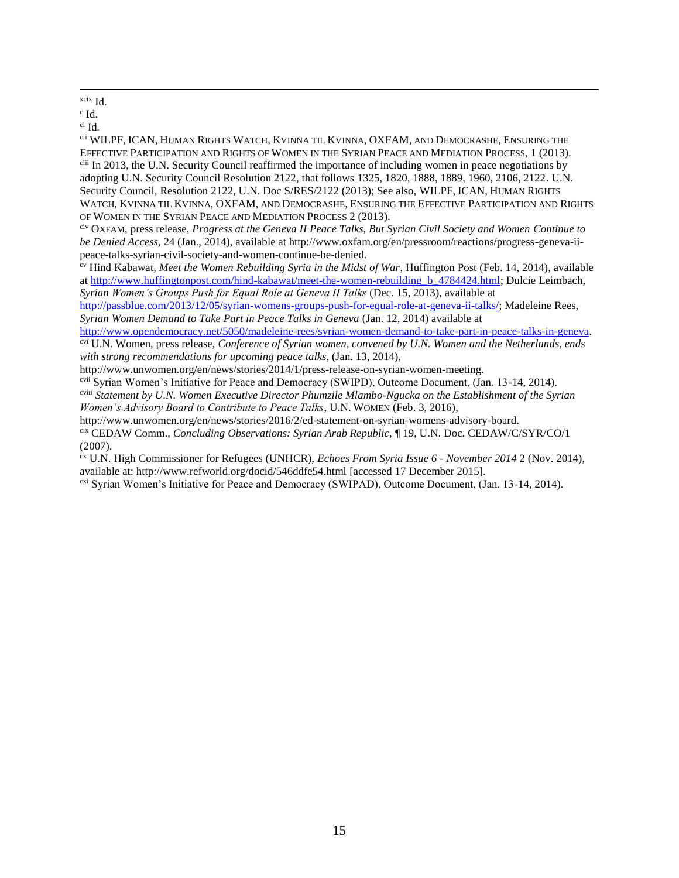[xcix] Id.

[c] Id.

[ci] Id.

[cii] WILPF, ICAN, HUMAN RIGHTS WATCH, KVINNA TIL KVINNA, OXFAM, AND DEMOCRASHE, ENSURING THE EFFECTIVE PARTICIPATION AND RIGHTS OF WOMEN IN THE SYRIAN PEACE AND MEDIATION PROCESS, 1 (2013).

[ciii] In 2013, the U.N. Security Council reaffirmed the importance of including women in peace negotiations by adopting U.N. Security Council Resolution 2122, that follows 1325, 1820, 1888, 1889, 1960, 2106, 2122. U.N. Security Council, Resolution 2122, U.N. Doc S/RES/2122 (2013); See also, WILPF, ICAN, HUMAN RIGHTS WATCH, KVINNA TIL KVINNA, OXFAM, AND DEMOCRASHE, ENSURING THE EFFECTIVE PARTICIPATION AND RIGHTS OF WOMEN IN THE SYRIAN PEACE AND MEDIATION PROCESS 2 (2013).

[civ] OXFAM, press release, *Progress at the Geneva II Peace Talks, But Syrian Civil Society and Women Continue to be Denied Access*, 24 (Jan., 2014), available at http://www.oxfam.org/en/pressroom/reactions/progress-geneva-ii-peace-talks-syrian-civil-society-and-women-continue-be-denied.

[cv] Hind Kabawat, *Meet the Women Rebuilding Syria in the Midst of War*, Huffington Post (Feb. 14, 2014), available at http://www.huffingtonpost.com/hind-kabawat/meet-the-women-rebuilding_b_4784424.html; Dulcie Leimbach, *Syrian Women's Groups Push for Equal Role at Geneva II Talks* (Dec. 15, 2013), available at http://passblue.com/2013/12/05/syrian-womens-groups-push-for-equal-role-at-geneva-ii-talks/; Madeleine Rees, *Syrian Women Demand to Take Part in Peace Talks in Geneva* (Jan. 12, 2014) available at http://www.opendemocracy.net/5050/madeleine-rees/syrian-women-demand-to-take-part-in-peace-talks-in-geneva.

[cvi] U.N. Women, press release, *Conference of Syrian women, convened by U.N. Women and the Netherlands, ends with strong recommendations for upcoming peace talks*, (Jan. 13, 2014), http://www.unwomen.org/en/news/stories/2014/1/press-release-on-syrian-women-meeting.

[cvii] Syrian Women's Initiative for Peace and Democracy (SWIPD), Outcome Document, (Jan. 13-14, 2014).

[cviii] *Statement by U.N. Women Executive Director Phumzile Mlambo-Ngucka on the Establishment of the Syrian Women's Advisory Board to Contribute to Peace Talks*, U.N. WOMEN (Feb. 3, 2016), http://www.unwomen.org/en/news/stories/2016/2/ed-statement-on-syrian-womens-advisory-board.

[cix] CEDAW Comm., *Concluding Observations: Syrian Arab Republic*, ¶ 19, U.N. Doc. CEDAW/C/SYR/CO/1 (2007).

[cx] U.N. High Commissioner for Refugees (UNHCR), *Echoes From Syria Issue 6 - November 2014* 2 (Nov. 2014), available at: http://www.refworld.org/docid/546ddfe54.html [accessed 17 December 2015].

[cxi] Syrian Women's Initiative for Peace and Democracy (SWIPAD), Outcome Document, (Jan. 13-14, 2014).